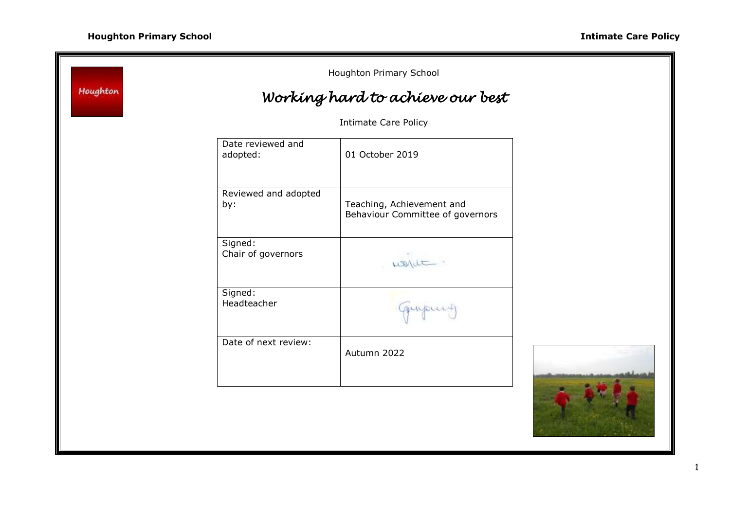Houghton Primary School

# *Working hard to achieve our best*

Intimate Care Policy

| | |
|---|---|
| Date reviewed and adopted: | 01 October 2019 |
| Reviewed and adopted by: | Teaching, Achievement and Behaviour Committee of governors |
| Signed: Chair of governors | |
| Signed: Headteacher | |
| Date of next review: | Autumn 2022 |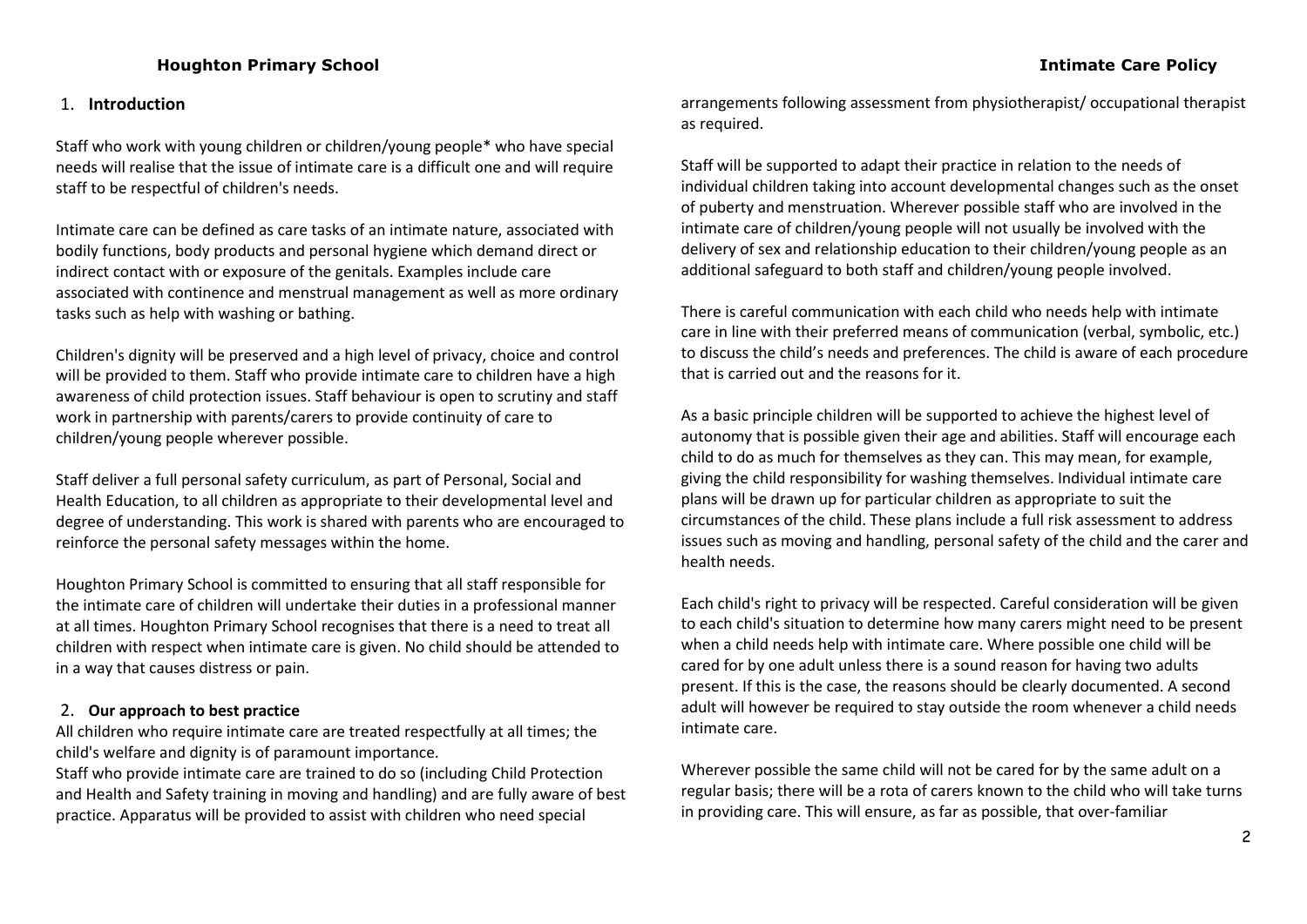## 1. Introduction

Staff who work with young children or children/young people* who have special needs will realise that the issue of intimate care is a difficult one and will require staff to be respectful of children's needs.

Intimate care can be defined as care tasks of an intimate nature, associated with bodily functions, body products and personal hygiene which demand direct or indirect contact with or exposure of the genitals. Examples include care associated with continence and menstrual management as well as more ordinary tasks such as help with washing or bathing.

Children's dignity will be preserved and a high level of privacy, choice and control will be provided to them. Staff who provide intimate care to children have a high awareness of child protection issues. Staff behaviour is open to scrutiny and staff work in partnership with parents/carers to provide continuity of care to children/young people wherever possible.

Staff deliver a full personal safety curriculum, as part of Personal, Social and Health Education, to all children as appropriate to their developmental level and degree of understanding. This work is shared with parents who are encouraged to reinforce the personal safety messages within the home.

Houghton Primary School is committed to ensuring that all staff responsible for the intimate care of children will undertake their duties in a professional manner at all times. Houghton Primary School recognises that there is a need to treat all children with respect when intimate care is given. No child should be attended to in a way that causes distress or pain.

## 2. Our approach to best practice

All children who require intimate care are treated respectfully at all times; the child's welfare and dignity is of paramount importance.

Staff who provide intimate care are trained to do so (including Child Protection and Health and Safety training in moving and handling) and are fully aware of best practice. Apparatus will be provided to assist with children who need special arrangements following assessment from physiotherapist/ occupational therapist as required.

Staff will be supported to adapt their practice in relation to the needs of individual children taking into account developmental changes such as the onset of puberty and menstruation. Wherever possible staff who are involved in the intimate care of children/young people will not usually be involved with the delivery of sex and relationship education to their children/young people as an additional safeguard to both staff and children/young people involved.

There is careful communication with each child who needs help with intimate care in line with their preferred means of communication (verbal, symbolic, etc.) to discuss the child's needs and preferences. The child is aware of each procedure that is carried out and the reasons for it.

As a basic principle children will be supported to achieve the highest level of autonomy that is possible given their age and abilities. Staff will encourage each child to do as much for themselves as they can. This may mean, for example, giving the child responsibility for washing themselves. Individual intimate care plans will be drawn up for particular children as appropriate to suit the circumstances of the child. These plans include a full risk assessment to address issues such as moving and handling, personal safety of the child and the carer and health needs.

Each child's right to privacy will be respected. Careful consideration will be given to each child's situation to determine how many carers might need to be present when a child needs help with intimate care. Where possible one child will be cared for by one adult unless there is a sound reason for having two adults present. If this is the case, the reasons should be clearly documented. A second adult will however be required to stay outside the room whenever a child needs intimate care.

Wherever possible the same child will not be cared for by the same adult on a regular basis; there will be a rota of carers known to the child who will take turns in providing care. This will ensure, as far as possible, that over-familiar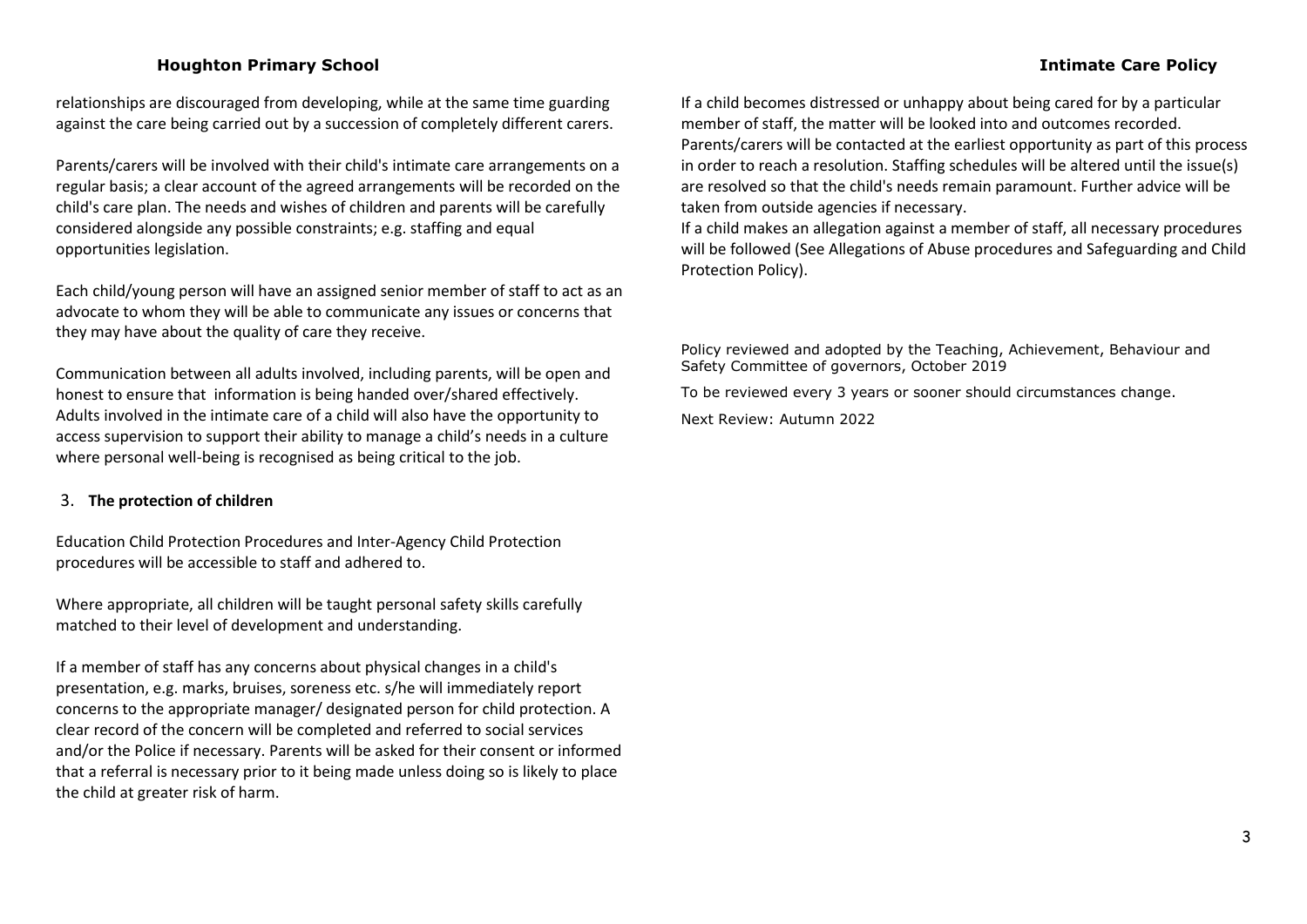relationships are discouraged from developing, while at the same time guarding against the care being carried out by a succession of completely different carers.

Parents/carers will be involved with their child's intimate care arrangements on a regular basis; a clear account of the agreed arrangements will be recorded on the child's care plan. The needs and wishes of children and parents will be carefully considered alongside any possible constraints; e.g. staffing and equal opportunities legislation.

Each child/young person will have an assigned senior member of staff to act as an advocate to whom they will be able to communicate any issues or concerns that they may have about the quality of care they receive.

Communication between all adults involved, including parents, will be open and honest to ensure that information is being handed over/shared effectively. Adults involved in the intimate care of a child will also have the opportunity to access supervision to support their ability to manage a child's needs in a culture where personal well-being is recognised as being critical to the job.

## 3. **The protection of children**

Education Child Protection Procedures and Inter-Agency Child Protection procedures will be accessible to staff and adhered to.

Where appropriate, all children will be taught personal safety skills carefully matched to their level of development and understanding.

If a member of staff has any concerns about physical changes in a child's presentation, e.g. marks, bruises, soreness etc. s/he will immediately report concerns to the appropriate manager/ designated person for child protection. A clear record of the concern will be completed and referred to social services and/or the Police if necessary. Parents will be asked for their consent or informed that a referral is necessary prior to it being made unless doing so is likely to place the child at greater risk of harm.

If a child becomes distressed or unhappy about being cared for by a particular member of staff, the matter will be looked into and outcomes recorded. Parents/carers will be contacted at the earliest opportunity as part of this process in order to reach a resolution. Staffing schedules will be altered until the issue(s) are resolved so that the child's needs remain paramount. Further advice will be taken from outside agencies if necessary.
If a child makes an allegation against a member of staff, all necessary procedures will be followed (See Allegations of Abuse procedures and Safeguarding and Child Protection Policy).

Policy reviewed and adopted by the Teaching, Achievement, Behaviour and Safety Committee of governors, October 2019

To be reviewed every 3 years or sooner should circumstances change.

Next Review: Autumn 2022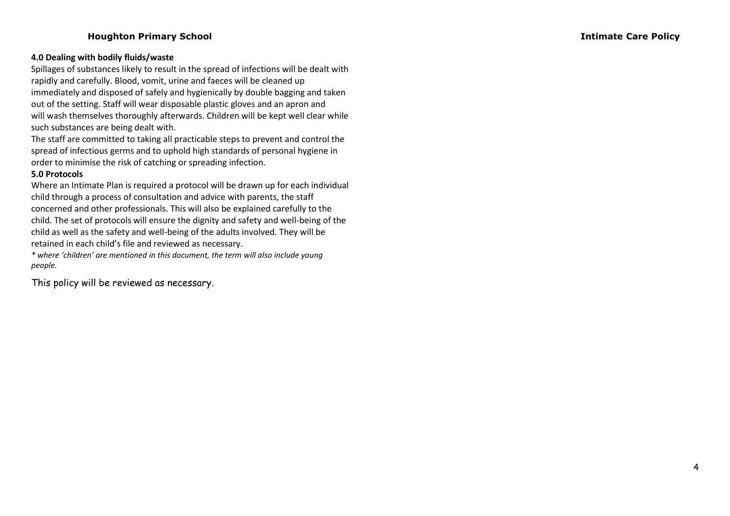**4.0 Dealing with bodily fluids/waste**

Spillages of substances likely to result in the spread of infections will be dealt with rapidly and carefully. Blood, vomit, urine and faeces will be cleaned up immediately and disposed of safely and hygienically by double bagging and taken out of the setting. Staff will wear disposable plastic gloves and an apron and will wash themselves thoroughly afterwards. Children will be kept well clear while such substances are being dealt with.

The staff are committed to taking all practicable steps to prevent and control the spread of infectious germs and to uphold high standards of personal hygiene in order to minimise the risk of catching or spreading infection.

**5.0 Protocols**

Where an Intimate Plan is required a protocol will be drawn up for each individual child through a process of consultation and advice with parents, the staff concerned and other professionals. This will also be explained carefully to the child. The set of protocols will ensure the dignity and safety and well-being of the child as well as the safety and well-being of the adults involved. They will be retained in each child's file and reviewed as necessary.

*\* where 'children' are mentioned in this document, the term will also include young people.*

This policy will be reviewed as necessary.